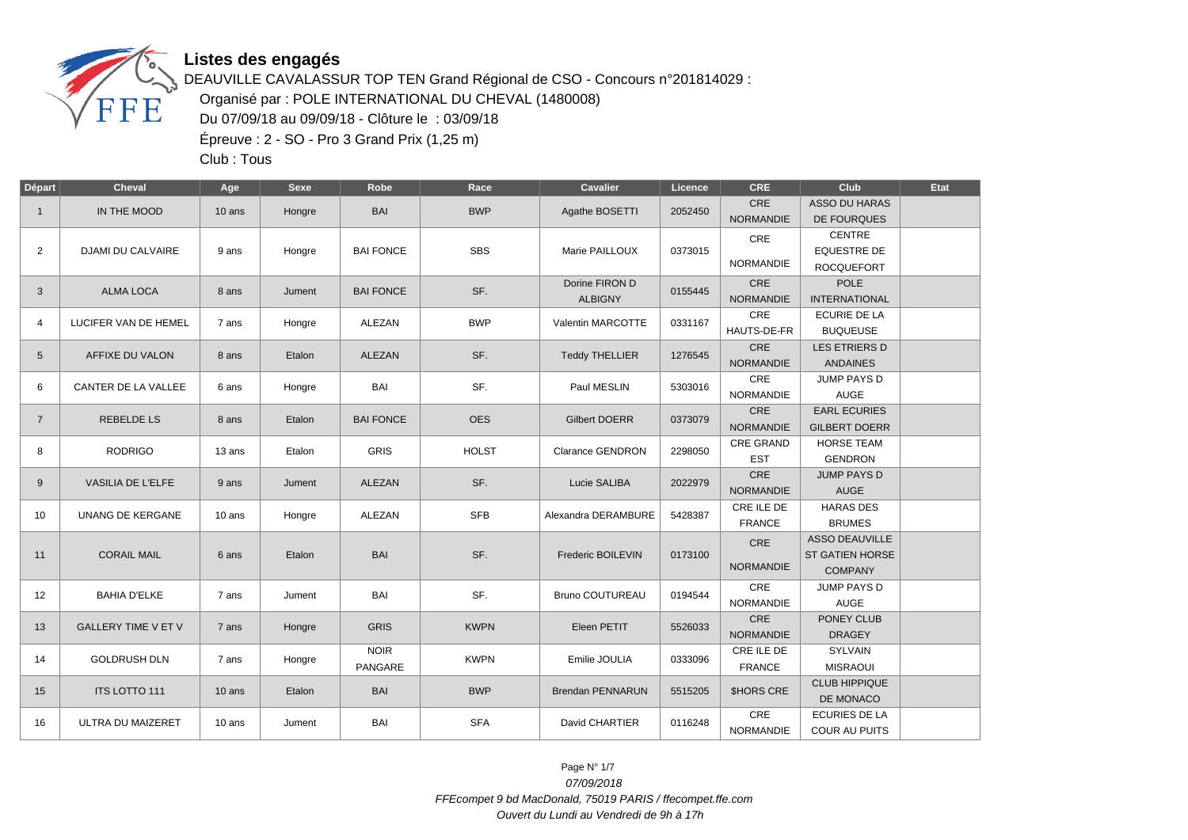# Listes des engagés

DEAUVILLE CAVALASSUR TOP TEN Grand Régional de CSO - Concours n°201814029 :

Organisé par : POLE INTERNATIONAL DU CHEVAL (1480008)

Du 07/09/18 au 09/09/18 - Clôture le : 03/09/18

Épreuve : 2 - SO - Pro 3 Grand Prix (1,25 m)

Club : Tous

| Départ | Cheval | Age | Sexe | Robe | Race | Cavalier | Licence | CRE | Club | Etat |
|---|---|---|---|---|---|---|---|---|---|---|
| 1 | IN THE MOOD | 10 ans | Hongre | BAI | BWP | Agathe BOSETTI | 2052450 | CRE NORMANDIE | ASSO DU HARAS DE FOURQUES | |
| 2 | DJAMI DU CALVAIRE | 9 ans | Hongre | BAI FONCE | SBS | Marie PAILLOUX | 0373015 | CRE NORMANDIE | CENTRE EQUESTRE DE ROCQUEFORT | |
| 3 | ALMA LOCA | 8 ans | Jument | BAI FONCE | SF. | Dorine FIRON D ALBIGNY | 0155445 | CRE NORMANDIE | POLE INTERNATIONAL | |
| 4 | LUCIFER VAN DE HEMEL | 7 ans | Hongre | ALEZAN | BWP | Valentin MARCOTTE | 0331167 | CRE HAUTS-DE-FR | ECURIE DE LA BUQUEUSE | |
| 5 | AFFIXE DU VALON | 8 ans | Etalon | ALEZAN | SF. | Teddy THELLIER | 1276545 | CRE NORMANDIE | LES ETRIERS D ANDAINES | |
| 6 | CANTER DE LA VALLEE | 6 ans | Hongre | BAI | SF. | Paul MESLIN | 5303016 | CRE NORMANDIE | JUMP PAYS D AUGE | |
| 7 | REBELDE LS | 8 ans | Etalon | BAI FONCE | OES | Gilbert DOERR | 0373079 | CRE NORMANDIE | EARL ECURIES GILBERT DOERR | |
| 8 | RODRIGO | 13 ans | Etalon | GRIS | HOLST | Clarance GENDRON | 2298050 | CRE GRAND EST | HORSE TEAM GENDRON | |
| 9 | VASILIA DE L'ELFE | 9 ans | Jument | ALEZAN | SF. | Lucie SALIBA | 2022979 | CRE NORMANDIE | JUMP PAYS D AUGE | |
| 10 | UNANG DE KERGANE | 10 ans | Hongre | ALEZAN | SFB | Alexandra DERAMBURE | 5428387 | CRE ILE DE FRANCE | HARAS DES BRUMES | |
| 11 | CORAIL MAIL | 6 ans | Etalon | BAI | SF. | Frederic BOILEVIN | 0173100 | CRE NORMANDIE | ASSO DEAUVILLE ST GATIEN HORSE COMPANY | |
| 12 | BAHIA D'ELKE | 7 ans | Jument | BAI | SF. | Bruno COUTUREAU | 0194544 | CRE NORMANDIE | JUMP PAYS D AUGE | |
| 13 | GALLERY TIME V ET V | 7 ans | Hongre | GRIS | KWPN | Eleen PETIT | 5526033 | CRE NORMANDIE | PONEY CLUB DRAGEY | |
| 14 | GOLDRUSH DLN | 7 ans | Hongre | NOIR PANGARE | KWPN | Emilie JOULIA | 0333096 | CRE ILE DE FRANCE | SYLVAIN MISRAOUI | |
| 15 | ITS LOTTO 111 | 10 ans | Etalon | BAI | BWP | Brendan PENNARUN | 5515205 | $HORS CRE | CLUB HIPPIQUE DE MONACO | |
| 16 | ULTRA DU MAIZERET | 10 ans | Jument | BAI | SFA | David CHARTIER | 0116248 | CRE NORMANDIE | ECURIES DE LA COUR AU PUITS | |

*07/09/2018*

*FFEcompet 9 bd MacDonald, 75019 PARIS / ffecompet.ffe.com*

*Ouvert du Lundi au Vendredi de 9h à 17h*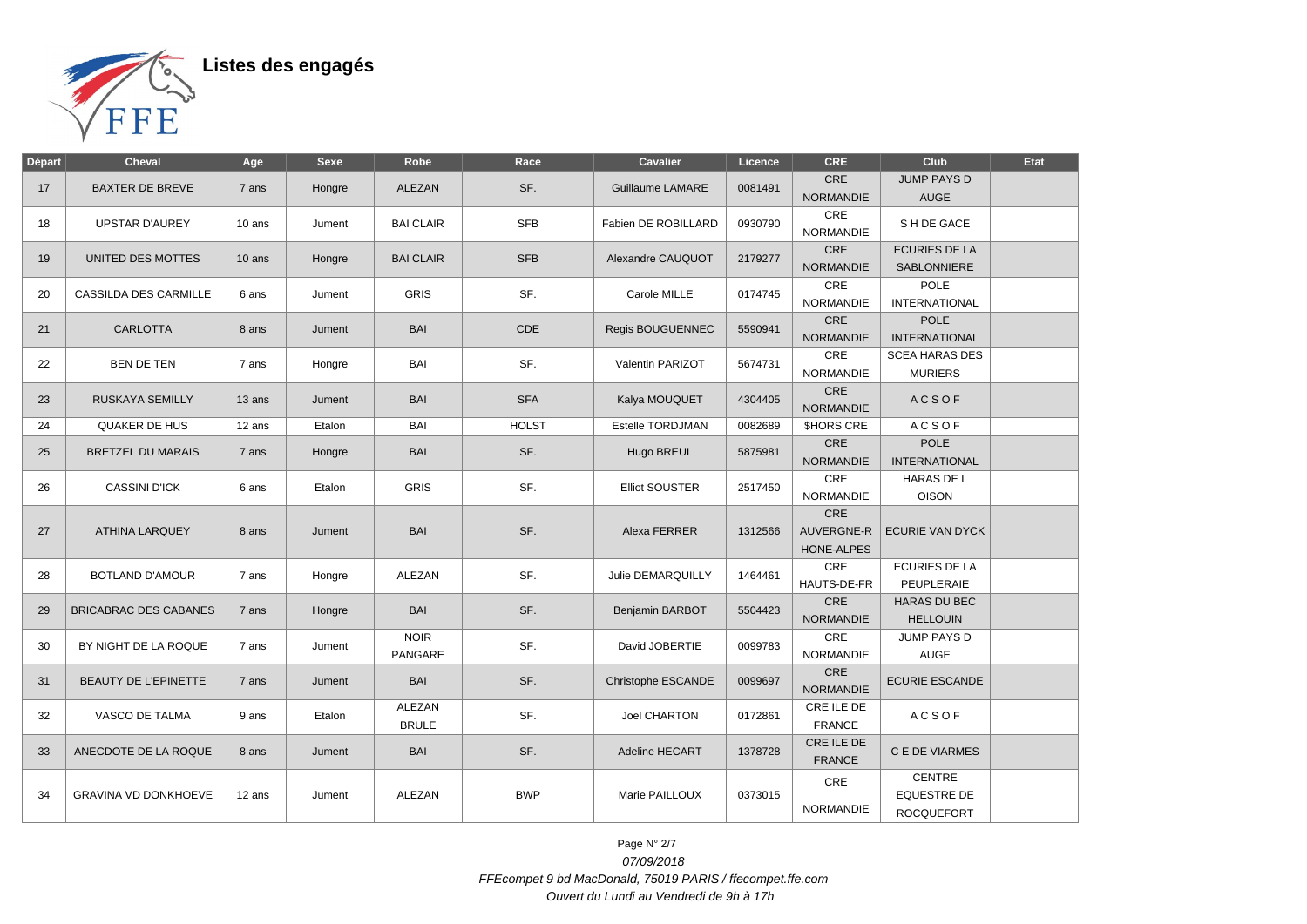## Listes des engagés

| Départ | Cheval | Age | Sexe | Robe | Race | Cavalier | Licence | CRE | Club | Etat |
|---|---|---|---|---|---|---|---|---|---|---|
| 17 | BAXTER DE BREVE | 7 ans | Hongre | ALEZAN | SF. | Guillaume LAMARE | 0081491 | CRE NORMANDIE | JUMP PAYS D AUGE | |
| 18 | UPSTAR D'AUREY | 10 ans | Jument | BAI CLAIR | SFB | Fabien DE ROBILLARD | 0930790 | CRE NORMANDIE | S H DE GACE | |
| 19 | UNITED DES MOTTES | 10 ans | Hongre | BAI CLAIR | SFB | Alexandre CAUQUOT | 2179277 | CRE NORMANDIE | ECURIES DE LA SABLONNIERE | |
| 20 | CASSILDA DES CARMILLE | 6 ans | Jument | GRIS | SF. | Carole MILLE | 0174745 | CRE NORMANDIE | POLE INTERNATIONAL | |
| 21 | CARLOTTA | 8 ans | Jument | BAI | CDE | Regis BOUGUENNEC | 5590941 | CRE NORMANDIE | POLE INTERNATIONAL | |
| 22 | BEN DE TEN | 7 ans | Hongre | BAI | SF. | Valentin PARIZOT | 5674731 | CRE NORMANDIE | SCEA HARAS DES MURIERS | |
| 23 | RUSKAYA SEMILLY | 13 ans | Jument | BAI | SFA | Kalya MOUQUET | 4304405 | CRE NORMANDIE | A C S O F | |
| 24 | QUAKER DE HUS | 12 ans | Etalon | BAI | HOLST | Estelle TORDJMAN | 0082689 | $HORS CRE | A C S O F | |
| 25 | BRETZEL DU MARAIS | 7 ans | Hongre | BAI | SF. | Hugo BREUL | 5875981 | CRE NORMANDIE | POLE INTERNATIONAL | |
| 26 | CASSINI D'ICK | 6 ans | Etalon | GRIS | SF. | Elliot SOUSTER | 2517450 | CRE NORMANDIE | HARAS DE L OISON | |
| 27 | ATHINA LARQUEY | 8 ans | Jument | BAI | SF. | Alexa FERRER | 1312566 | CRE AUVERGNE-RHONE-ALPES | ECURIE VAN DYCK | |
| 28 | BOTLAND D'AMOUR | 7 ans | Hongre | ALEZAN | SF. | Julie DEMARQUILLY | 1464461 | CRE HAUTS-DE-FR | ECURIES DE LA PEUPLERAIE | |
| 29 | BRICABRAC DES CABANES | 7 ans | Hongre | BAI | SF. | Benjamin BARBOT | 5504423 | CRE NORMANDIE | HARAS DU BEC HELLOUIN | |
| 30 | BY NIGHT DE LA ROQUE | 7 ans | Jument | NOIR PANGARE | SF. | David JOBERTIE | 0099783 | CRE NORMANDIE | JUMP PAYS D AUGE | |
| 31 | BEAUTY DE L'EPINETTE | 7 ans | Jument | BAI | SF. | Christophe ESCANDE | 0099697 | CRE NORMANDIE | ECURIE ESCANDE | |
| 32 | VASCO DE TALMA | 9 ans | Etalon | ALEZAN BRULE | SF. | Joel CHARTON | 0172861 | CRE ILE DE FRANCE | A C S O F | |
| 33 | ANECDOTE DE LA ROQUE | 8 ans | Jument | BAI | SF. | Adeline HECART | 1378728 | CRE ILE DE FRANCE | C E DE VIARMES | |
| 34 | GRAVINA VD DONKHOEVE | 12 ans | Jument | ALEZAN | BWP | Marie PAILLOUX | 0373015 | CRE NORMANDIE | CENTRE EQUESTRE DE ROCQUEFORT | |

07/09/2018

FFEcompet 9 bd MacDonald, 75019 PARIS / ffecompet.ffe.com

Ouvert du Lundi au Vendredi de 9h à 17h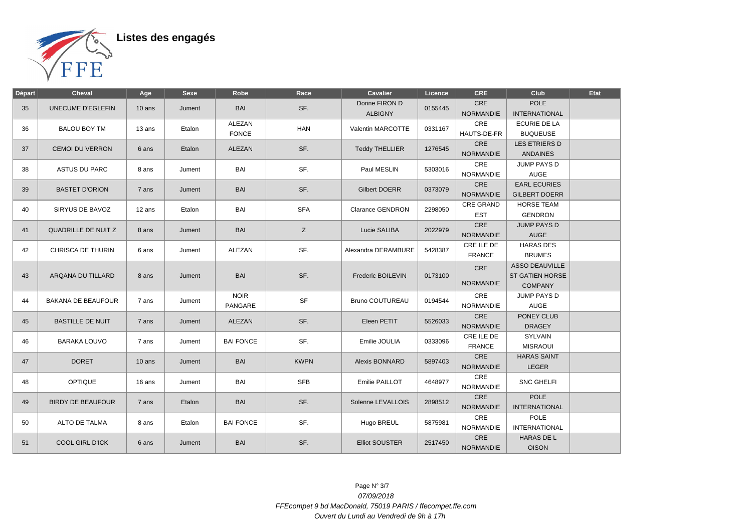# Listes des engagés

| Départ | Cheval | Age | Sexe | Robe | Race | Cavalier | Licence | CRE | Club | Etat |
|---|---|---|---|---|---|---|---|---|---|---|
| 35 | UNECUME D'EGLEFIN | 10 ans | Jument | BAI | SF. | Dorine FIRON D ALBIGNY | 0155445 | CRE NORMANDIE | POLE INTERNATIONAL | |
| 36 | BALOU BOY TM | 13 ans | Etalon | ALEZAN FONCE | HAN | Valentin MARCOTTE | 0331167 | CRE HAUTS-DE-FR | ECURIE DE LA BUQUEUSE | |
| 37 | CEMOI DU VERRON | 6 ans | Etalon | ALEZAN | SF. | Teddy THELLIER | 1276545 | CRE NORMANDIE | LES ETRIERS D ANDAINES | |
| 38 | ASTUS DU PARC | 8 ans | Jument | BAI | SF. | Paul MESLIN | 5303016 | CRE NORMANDIE | JUMP PAYS D AUGE | |
| 39 | BASTET D'ORION | 7 ans | Jument | BAI | SF. | Gilbert DOERR | 0373079 | CRE NORMANDIE | EARL ECURIES GILBERT DOERR | |
| 40 | SIRYUS DE BAVOZ | 12 ans | Etalon | BAI | SFA | Clarance GENDRON | 2298050 | CRE GRAND EST | HORSE TEAM GENDRON | |
| 41 | QUADRILLE DE NUIT Z | 8 ans | Jument | BAI | Z | Lucie SALIBA | 2022979 | CRE NORMANDIE | JUMP PAYS D AUGE | |
| 42 | CHRISCA DE THURIN | 6 ans | Jument | ALEZAN | SF. | Alexandra DERAMBURE | 5428387 | CRE ILE DE FRANCE | HARAS DES BRUMES | |
| 43 | ARQANA DU TILLARD | 8 ans | Jument | BAI | SF. | Frederic BOILEVIN | 0173100 | CRE NORMANDIE | ASSO DEAUVILLE ST GATIEN HORSE COMPANY | |
| 44 | BAKANA DE BEAUFOUR | 7 ans | Jument | NOIR PANGARE | SF | Bruno COUTUREAU | 0194544 | CRE NORMANDIE | JUMP PAYS D AUGE | |
| 45 | BASTILLE DE NUIT | 7 ans | Jument | ALEZAN | SF. | Eleen PETIT | 5526033 | CRE NORMANDIE | PONEY CLUB DRAGEY | |
| 46 | BARAKA LOUVO | 7 ans | Jument | BAI FONCE | SF. | Emilie JOULIA | 0333096 | CRE ILE DE FRANCE | SYLVAIN MISRAOUI | |
| 47 | DORET | 10 ans | Jument | BAI | KWPN | Alexis BONNARD | 5897403 | CRE NORMANDIE | HARAS SAINT LEGER | |
| 48 | OPTIQUE | 16 ans | Jument | BAI | SFB | Emilie PAILLOT | 4648977 | CRE NORMANDIE | SNC GHELFI | |
| 49 | BIRDY DE BEAUFOUR | 7 ans | Etalon | BAI | SF. | Solenne LEVALLOIS | 2898512 | CRE NORMANDIE | POLE INTERNATIONAL | |
| 50 | ALTO DE TALMA | 8 ans | Etalon | BAI FONCE | SF. | Hugo BREUL | 5875981 | CRE NORMANDIE | POLE INTERNATIONAL | |
| 51 | COOL GIRL D'ICK | 6 ans | Jument | BAI | SF. | Elliot SOUSTER | 2517450 | CRE NORMANDIE | HARAS DE L OISON | |

*07/09/2018*

*FFEcompet 9 bd MacDonald, 75019 PARIS / ffecompet.ffe.com*

*Ouvert du Lundi au Vendredi de 9h à 17h*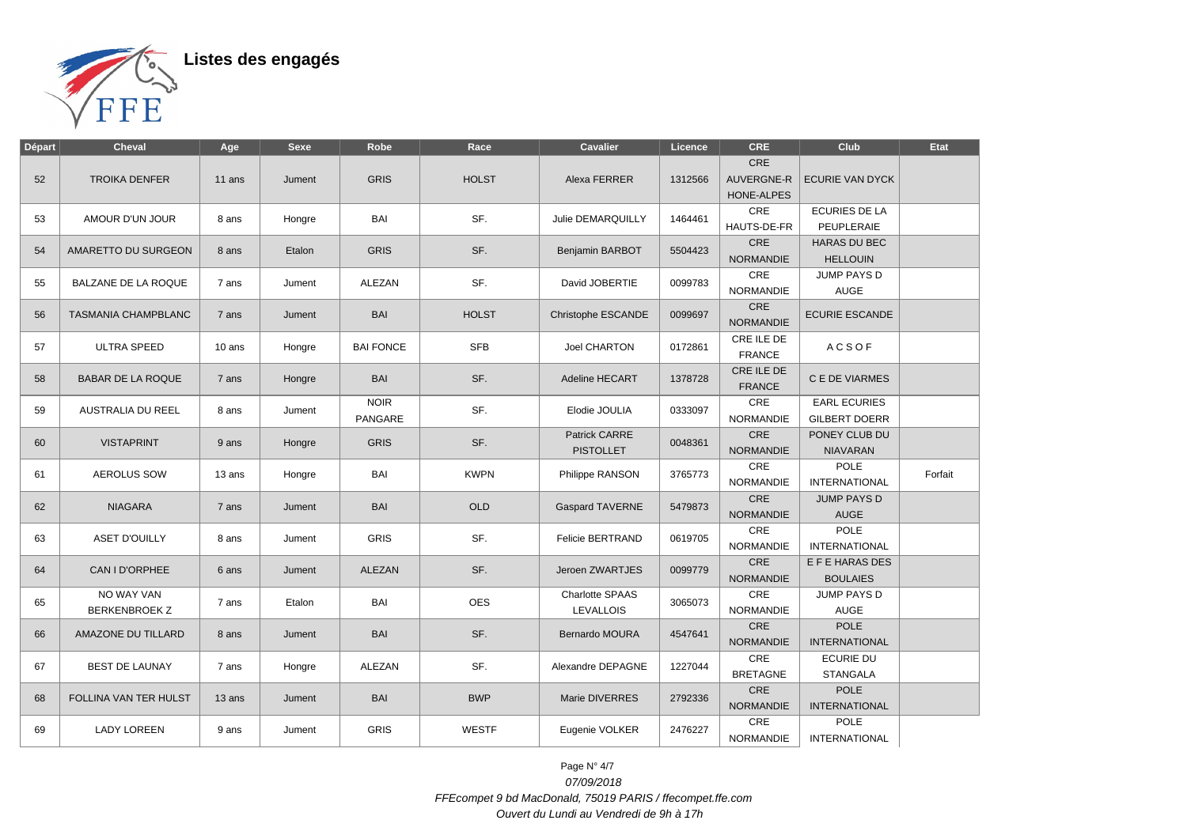**Listes des engagés**

| Départ | Cheval | Age | Sexe | Robe | Race | Cavalier | Licence | CRE | Club | Etat |
|---|---|---|---|---|---|---|---|---|---|---|
| 52 | TROIKA DENFER | 11 ans | Jument | GRIS | HOLST | Alexa FERRER | 1312566 | CRE AUVERGNE-RHONE-ALPES | ECURIE VAN DYCK | |
| 53 | AMOUR D'UN JOUR | 8 ans | Hongre | BAI | SF. | Julie DEMARQUILLY | 1464461 | CRE HAUTS-DE-FR | ECURIES DE LA PEUPLERAIE | |
| 54 | AMARETTO DU SURGEON | 8 ans | Etalon | GRIS | SF. | Benjamin BARBOT | 5504423 | CRE NORMANDIE | HARAS DU BEC HELLOUIN | |
| 55 | BALZANE DE LA ROQUE | 7 ans | Jument | ALEZAN | SF. | David JOBERTIE | 0099783 | CRE NORMANDIE | JUMP PAYS D AUGE | |
| 56 | TASMANIA CHAMPBLANC | 7 ans | Jument | BAI | HOLST | Christophe ESCANDE | 0099697 | CRE NORMANDIE | ECURIE ESCANDE | |
| 57 | ULTRA SPEED | 10 ans | Hongre | BAI FONCE | SFB | Joel CHARTON | 0172861 | CRE ILE DE FRANCE | A C S O F | |
| 58 | BABAR DE LA ROQUE | 7 ans | Hongre | BAI | SF. | Adeline HECART | 1378728 | CRE ILE DE FRANCE | C E DE VIARMES | |
| 59 | AUSTRALIA DU REEL | 8 ans | Jument | NOIR PANGARE | SF. | Elodie JOULIA | 0333097 | CRE NORMANDIE | EARL ECURIES GILBERT DOERR | |
| 60 | VISTAPRINT | 9 ans | Hongre | GRIS | SF. | Patrick CARRE PISTOLLET | 0048361 | CRE NORMANDIE | PONEY CLUB DU NIAVARAN | |
| 61 | AEROLUS SOW | 13 ans | Hongre | BAI | KWPN | Philippe RANSON | 3765773 | CRE NORMANDIE | POLE INTERNATIONAL | Forfait |
| 62 | NIAGARA | 7 ans | Jument | BAI | OLD | Gaspard TAVERNE | 5479873 | CRE NORMANDIE | JUMP PAYS D AUGE | |
| 63 | ASET D'OUILLY | 8 ans | Jument | GRIS | SF. | Felicie BERTRAND | 0619705 | CRE NORMANDIE | POLE INTERNATIONAL | |
| 64 | CAN I D'ORPHEE | 6 ans | Jument | ALEZAN | SF. | Jeroen ZWARTJES | 0099779 | CRE NORMANDIE | E F E HARAS DES BOULAIES | |
| 65 | NO WAY VAN BERKENBROEK Z | 7 ans | Etalon | BAI | OES | Charlotte SPAAS LEVALLOIS | 3065073 | CRE NORMANDIE | JUMP PAYS D AUGE | |
| 66 | AMAZONE DU TILLARD | 8 ans | Jument | BAI | SF. | Bernardo MOURA | 4547641 | CRE NORMANDIE | POLE INTERNATIONAL | |
| 67 | BEST DE LAUNAY | 7 ans | Hongre | ALEZAN | SF. | Alexandre DEPAGNE | 1227044 | CRE BRETAGNE | ECURIE DU STANGALA | |
| 68 | FOLLINA VAN TER HULST | 13 ans | Jument | BAI | BWP | Marie DIVERRES | 2792336 | CRE NORMANDIE | POLE INTERNATIONAL | |
| 69 | LADY LOREEN | 9 ans | Jument | GRIS | WESTF | Eugenie VOLKER | 2476227 | CRE NORMANDIE | POLE INTERNATIONAL | |

*07/09/2018*

*FFEcompet 9 bd MacDonald, 75019 PARIS / ffecompet.ffe.com*

*Ouvert du Lundi au Vendredi de 9h à 17h*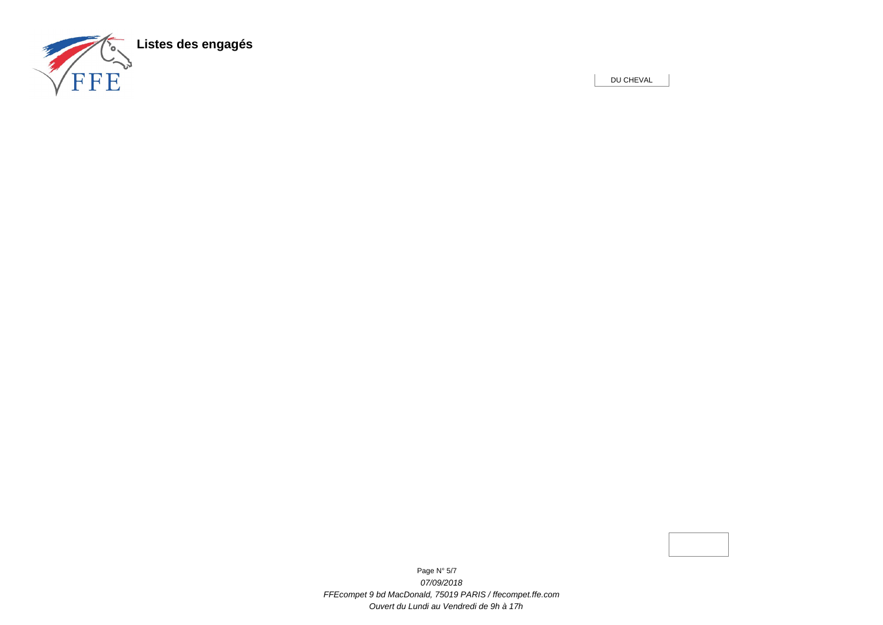**Listes des engagés**

DU CHEVAL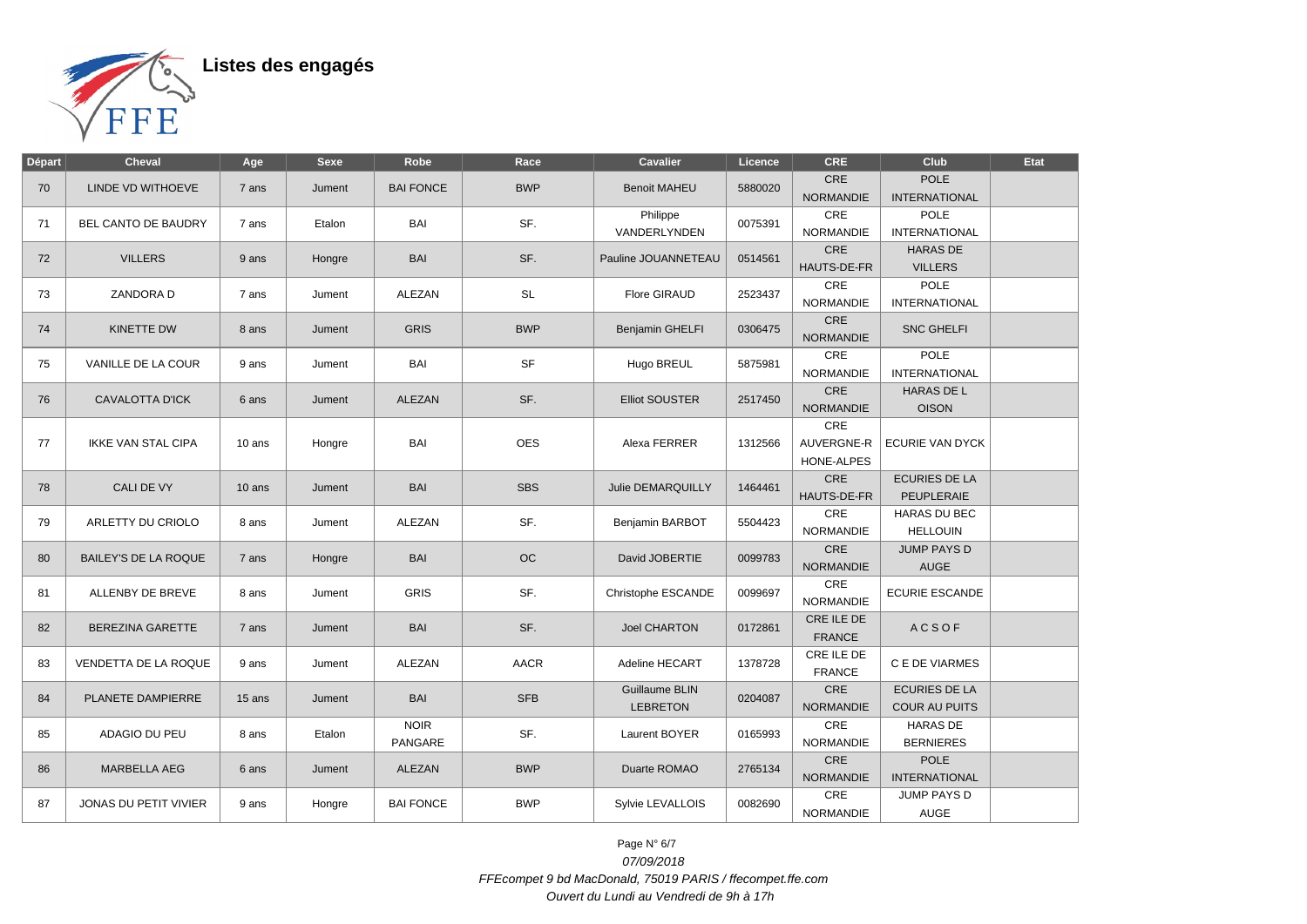# Listes des engagés

| Départ | Cheval | Age | Sexe | Robe | Race | Cavalier | Licence | CRE | Club | Etat |
|---|---|---|---|---|---|---|---|---|---|---|
| 70 | LINDE VD WITHOEVE | 7 ans | Jument | BAI FONCE | BWP | Benoit MAHEU | 5880020 | CRE NORMANDIE | POLE INTERNATIONAL | |
| 71 | BEL CANTO DE BAUDRY | 7 ans | Etalon | BAI | SF. | Philippe VANDERLYNDEN | 0075391 | CRE NORMANDIE | POLE INTERNATIONAL | |
| 72 | VILLERS | 9 ans | Hongre | BAI | SF. | Pauline JOUANNETEAU | 0514561 | CRE HAUTS-DE-FR | HARAS DE VILLERS | |
| 73 | ZANDORA D | 7 ans | Jument | ALEZAN | SL | Flore GIRAUD | 2523437 | CRE NORMANDIE | POLE INTERNATIONAL | |
| 74 | KINETTE DW | 8 ans | Jument | GRIS | BWP | Benjamin GHELFI | 0306475 | CRE NORMANDIE | SNC GHELFI | |
| 75 | VANILLE DE LA COUR | 9 ans | Jument | BAI | SF | Hugo BREUL | 5875981 | CRE NORMANDIE | POLE INTERNATIONAL | |
| 76 | CAVALOTTA D'ICK | 6 ans | Jument | ALEZAN | SF. | Elliot SOUSTER | 2517450 | CRE NORMANDIE | HARAS DE L OISON | |
| 77 | IKKE VAN STAL CIPA | 10 ans | Hongre | BAI | OES | Alexa FERRER | 1312566 | CRE AUVERGNE-RHONE-ALPES | ECURIE VAN DYCK | |
| 78 | CALI DE VY | 10 ans | Jument | BAI | SBS | Julie DEMARQUILLY | 1464461 | CRE HAUTS-DE-FR | ECURIES DE LA PEUPLERAIE | |
| 79 | ARLETTY DU CRIOLO | 8 ans | Jument | ALEZAN | SF. | Benjamin BARBOT | 5504423 | CRE NORMANDIE | HARAS DU BEC HELLOUIN | |
| 80 | BAILEY'S DE LA ROQUE | 7 ans | Hongre | BAI | OC | David JOBERTIE | 0099783 | CRE NORMANDIE | JUMP PAYS D AUGE | |
| 81 | ALLENBY DE BREVE | 8 ans | Jument | GRIS | SF. | Christophe ESCANDE | 0099697 | CRE NORMANDIE | ECURIE ESCANDE | |
| 82 | BEREZINA GARETTE | 7 ans | Jument | BAI | SF. | Joel CHARTON | 0172861 | CRE ILE DE FRANCE | A C S O F | |
| 83 | VENDETTA DE LA ROQUE | 9 ans | Jument | ALEZAN | AACR | Adeline HECART | 1378728 | CRE ILE DE FRANCE | C E DE VIARMES | |
| 84 | PLANETE DAMPIERRE | 15 ans | Jument | BAI | SFB | Guillaume BLIN LEBRETON | 0204087 | CRE NORMANDIE | ECURIES DE LA COUR AU PUITS | |
| 85 | ADAGIO DU PEU | 8 ans | Etalon | NOIR PANGARE | SF. | Laurent BOYER | 0165993 | CRE NORMANDIE | HARAS DE BERNIERES | |
| 86 | MARBELLA AEG | 6 ans | Jument | ALEZAN | BWP | Duarte ROMAO | 2765134 | CRE NORMANDIE | POLE INTERNATIONAL | |
| 87 | JONAS DU PETIT VIVIER | 9 ans | Hongre | BAI FONCE | BWP | Sylvie LEVALLOIS | 0082690 | CRE NORMANDIE | JUMP PAYS D AUGE | |

*07/09/2018*

*FFEcompet 9 bd MacDonald, 75019 PARIS / ffecompet.ffe.com*

*Ouvert du Lundi au Vendredi de 9h à 17h*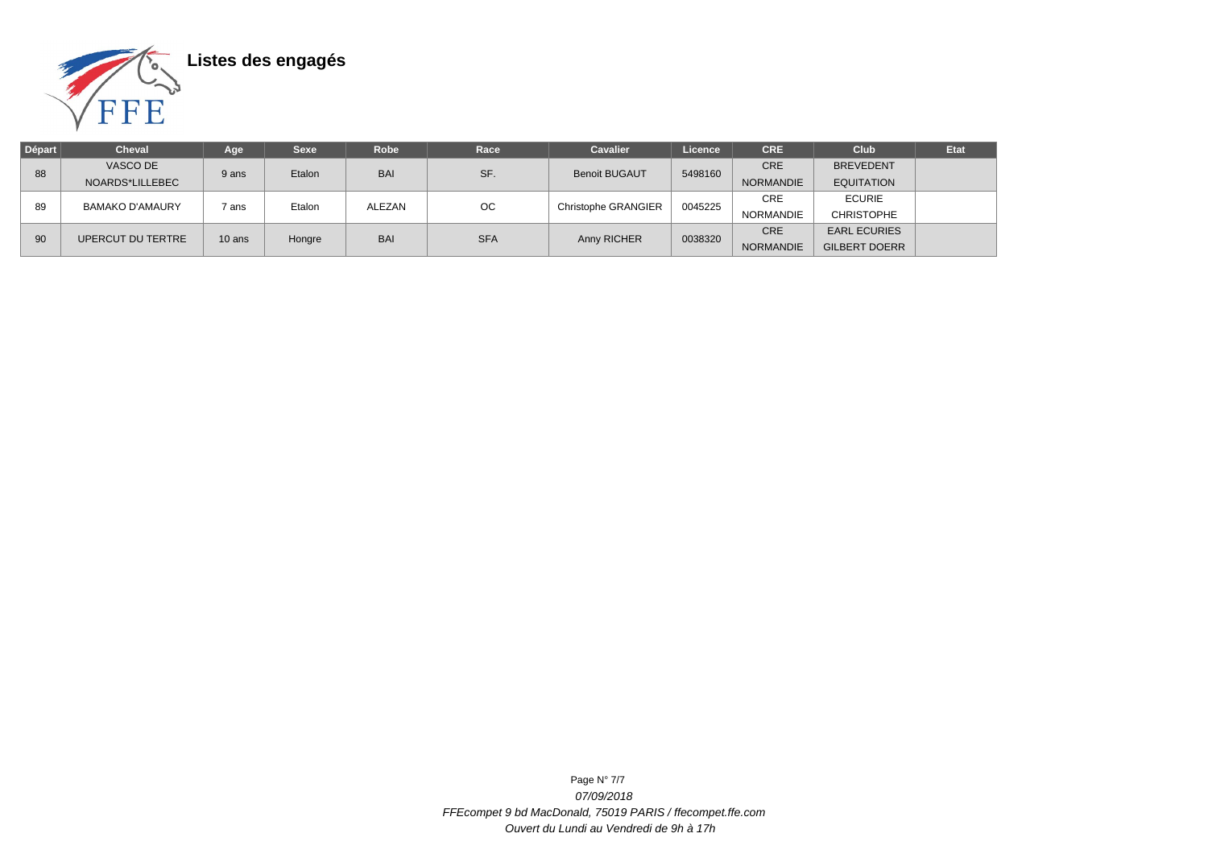# Listes des engagés

| Départ | Cheval | Age | Sexe | Robe | Race | Cavalier | Licence | CRE | Club | Etat |
|---|---|---|---|---|---|---|---|---|---|---|
| 88 | VASCO DE NOARDS*LILLEBEC | 9 ans | Etalon | BAI | SF. | Benoit BUGAUT | 5498160 | CRE NORMANDIE | BREVEDENT EQUITATION | |
| 89 | BAMAKO D'AMAURY | 7 ans | Etalon | ALEZAN | OC | Christophe GRANGIER | 0045225 | CRE NORMANDIE | ECURIE CHRISTOPHE | |
| 90 | UPERCUT DU TERTRE | 10 ans | Hongre | BAI | SFA | Anny RICHER | 0038320 | CRE NORMANDIE | EARL ECURIES GILBERT DOERR | |

*07/09/2018*

*FFEcompet 9 bd MacDonald, 75019 PARIS / ffecompet.ffe.com*

*Ouvert du Lundi au Vendredi de 9h à 17h*